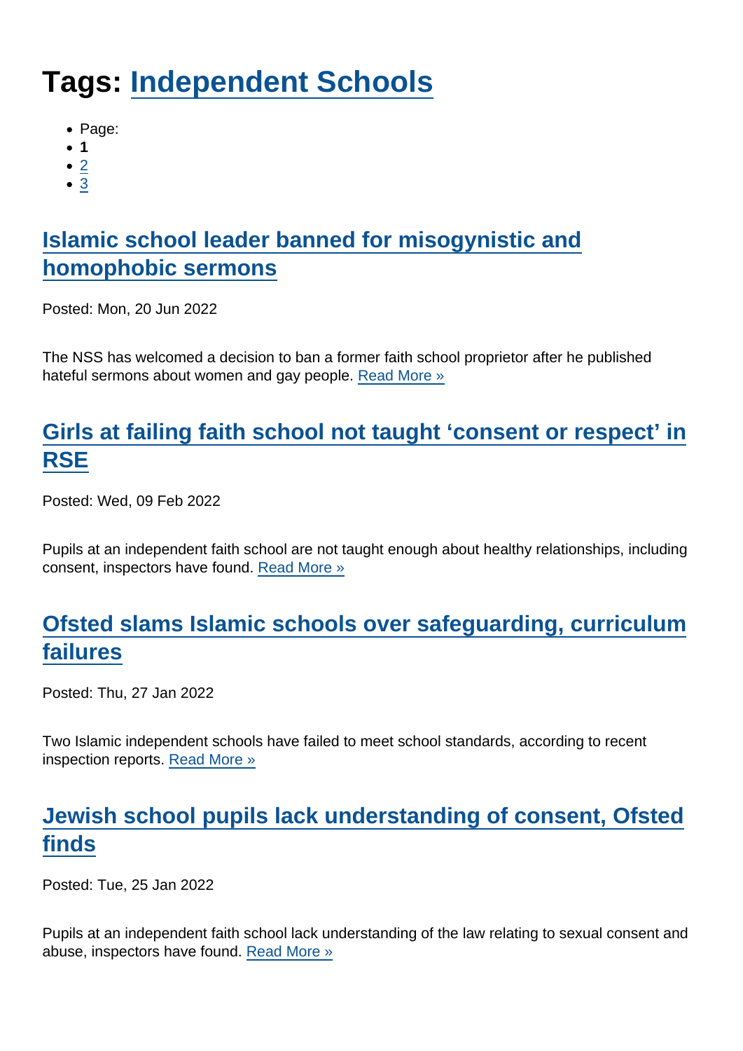# Tags: Independent Schools

- Page:
- **1**
- 2
- 3

## Islamic school leader banned for misogynistic and homophobic sermons

Posted: Mon, 20 Jun 2022

The NSS has welcomed a decision to ban a former faith school proprietor after he published hateful sermons about women and gay people. Read More »

## Girls at failing faith school not taught 'consent or respect' in RSE

Posted: Wed, 09 Feb 2022

Pupils at an independent faith school are not taught enough about healthy relationships, including consent, inspectors have found. Read More »

## Ofsted slams Islamic schools over safeguarding, curriculum failures

Posted: Thu, 27 Jan 2022

Two Islamic independent schools have failed to meet school standards, according to recent inspection reports. Read More »

## Jewish school pupils lack understanding of consent, Ofsted finds

Posted: Tue, 25 Jan 2022

Pupils at an independent faith school lack understanding of the law relating to sexual consent and abuse, inspectors have found. Read More »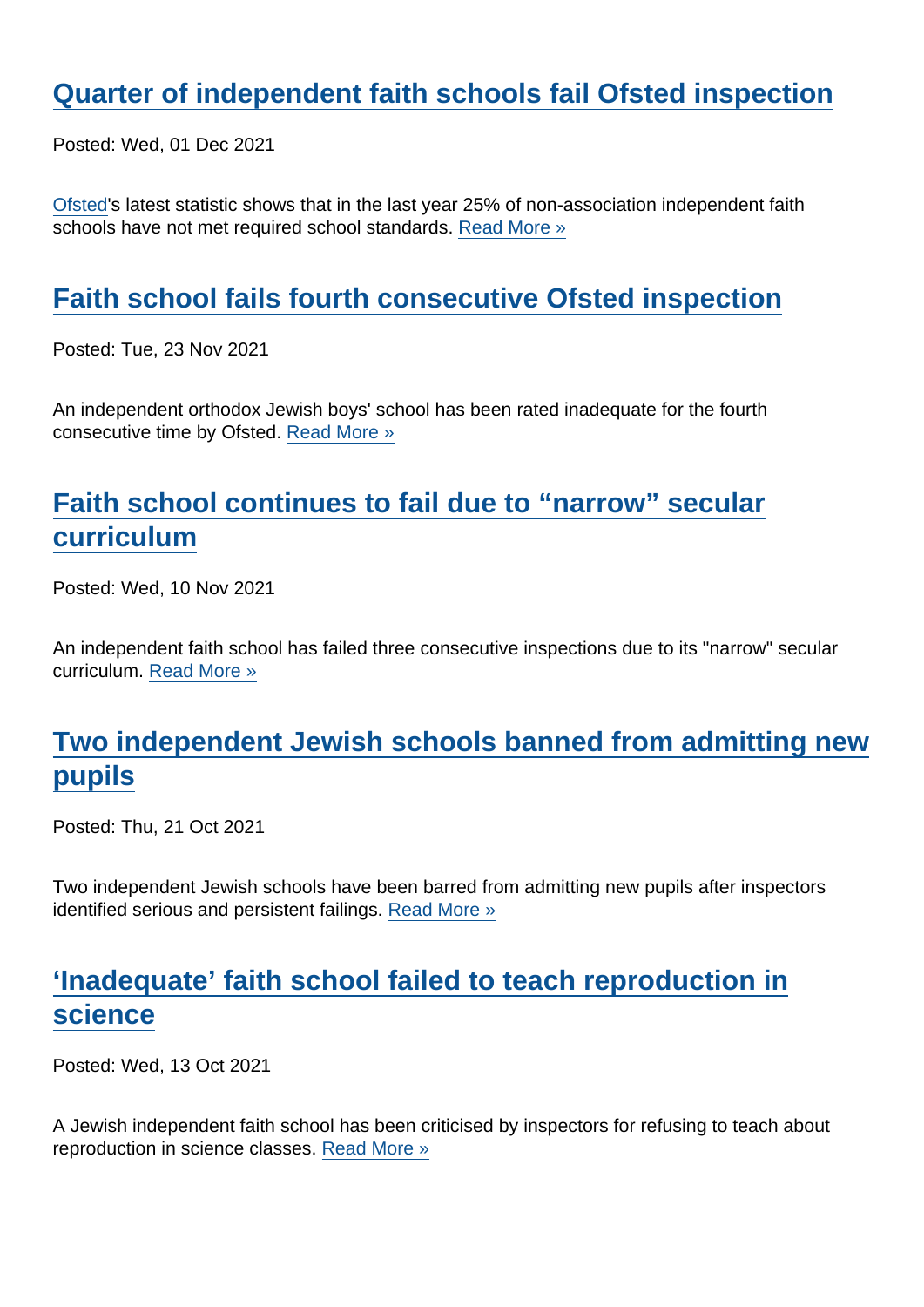## Quarter of independent faith schools fail Ofsted inspection

Posted: Wed, 01 Dec 2021

Ofsted's latest statistic shows that in the last year 25% of non-association independent faith schools have not met required school standards. Read More »

## Faith school fails fourth consecutive Ofsted inspection

Posted: Tue, 23 Nov 2021

An independent orthodox Jewish boys' school has been rated inadequate for the fourth consecutive time by Ofsted. Read More »

## Faith school continues to fail due to “narrow” secular curriculum

Posted: Wed, 10 Nov 2021

An independent faith school has failed three consecutive inspections due to its "narrow" secular curriculum. Read More »

## Two independent Jewish schools banned from admitting new pupils

Posted: Thu, 21 Oct 2021

Two independent Jewish schools have been barred from admitting new pupils after inspectors identified serious and persistent failings. Read More »

## ‘Inadequate’ faith school failed to teach reproduction in science

Posted: Wed, 13 Oct 2021

A Jewish independent faith school has been criticised by inspectors for refusing to teach about reproduction in science classes. Read More »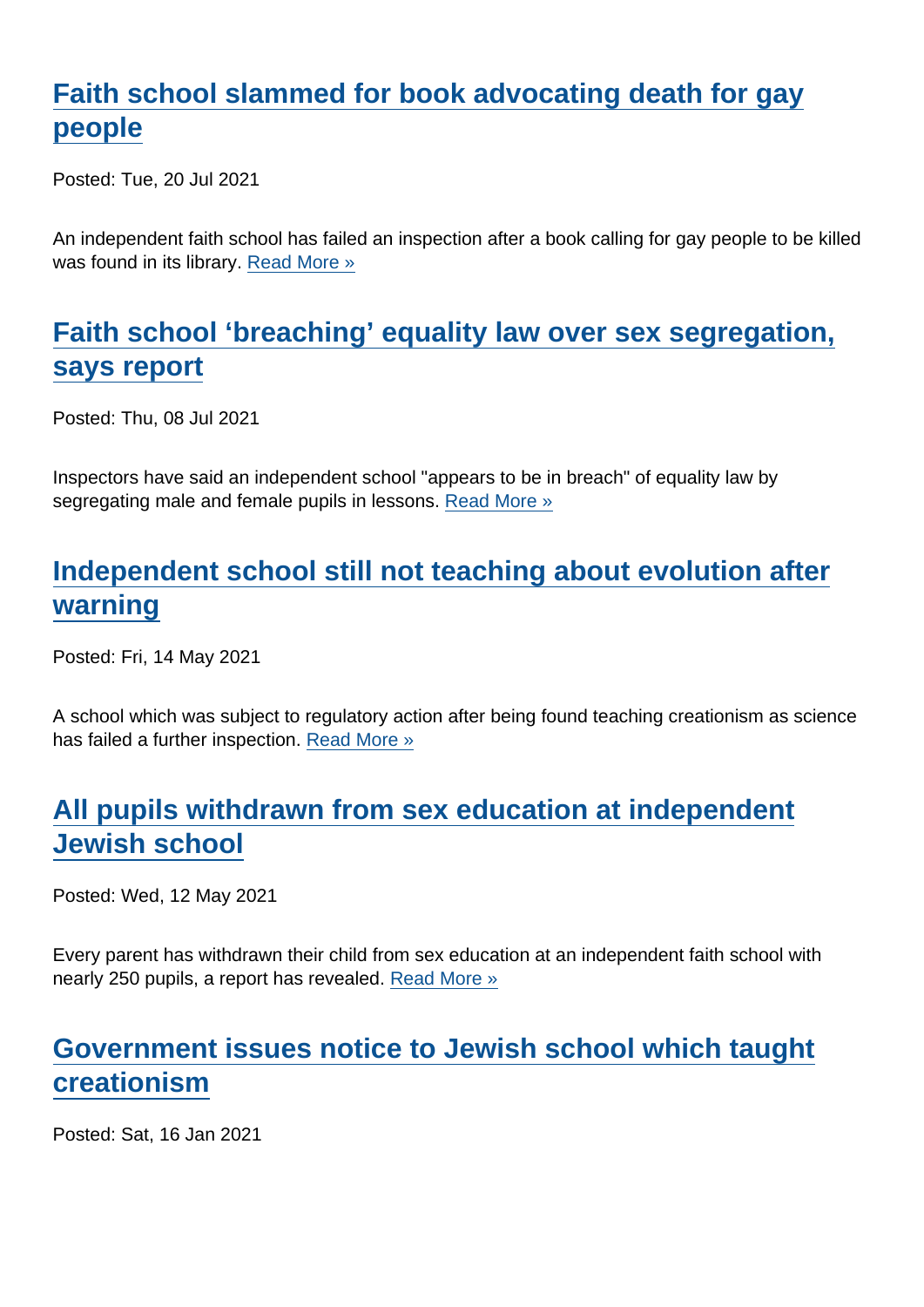## Faith school slammed for book advocating death for gay people

Posted: Tue, 20 Jul 2021

An independent faith school has failed an inspection after a book calling for gay people to be killed was found in its library. Read More »

## Faith school 'breaching' equality law over sex segregation, says report

Posted: Thu, 08 Jul 2021

Inspectors have said an independent school "appears to be in breach" of equality law by segregating male and female pupils in lessons. Read More »

## Independent school still not teaching about evolution after warning

Posted: Fri, 14 May 2021

A school which was subject to regulatory action after being found teaching creationism as science has failed a further inspection. Read More »

## All pupils withdrawn from sex education at independent Jewish school

Posted: Wed, 12 May 2021

Every parent has withdrawn their child from sex education at an independent faith school with nearly 250 pupils, a report has revealed. Read More »

## Government issues notice to Jewish school which taught creationism

Posted: Sat, 16 Jan 2021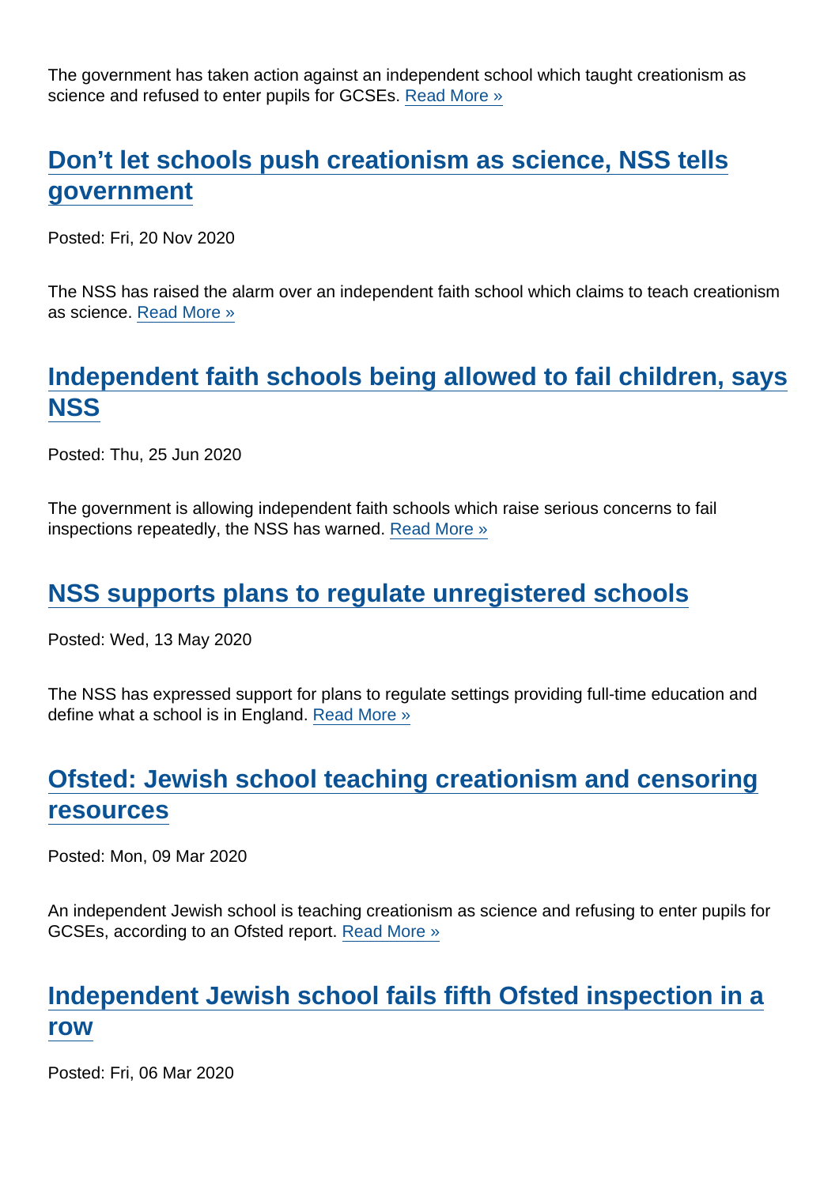The government has taken action against an independent school which taught creationism as science and refused to enter pupils for GCSEs. Read More »

## Don't let schools push creationism as science, NSS tells government

Posted: Fri, 20 Nov 2020

The NSS has raised the alarm over an independent faith school which claims to teach creationism as science. Read More »

## Independent faith schools being allowed to fail children, says NSS

Posted: Thu, 25 Jun 2020

The government is allowing independent faith schools which raise serious concerns to fail inspections repeatedly, the NSS has warned. Read More »

## NSS supports plans to regulate unregistered schools

Posted: Wed, 13 May 2020

The NSS has expressed support for plans to regulate settings providing full-time education and define what a school is in England. Read More »

## Ofsted: Jewish school teaching creationism and censoring resources

Posted: Mon, 09 Mar 2020

An independent Jewish school is teaching creationism as science and refusing to enter pupils for GCSEs, according to an Ofsted report. Read More »

## Independent Jewish school fails fifth Ofsted inspection in a row

Posted: Fri, 06 Mar 2020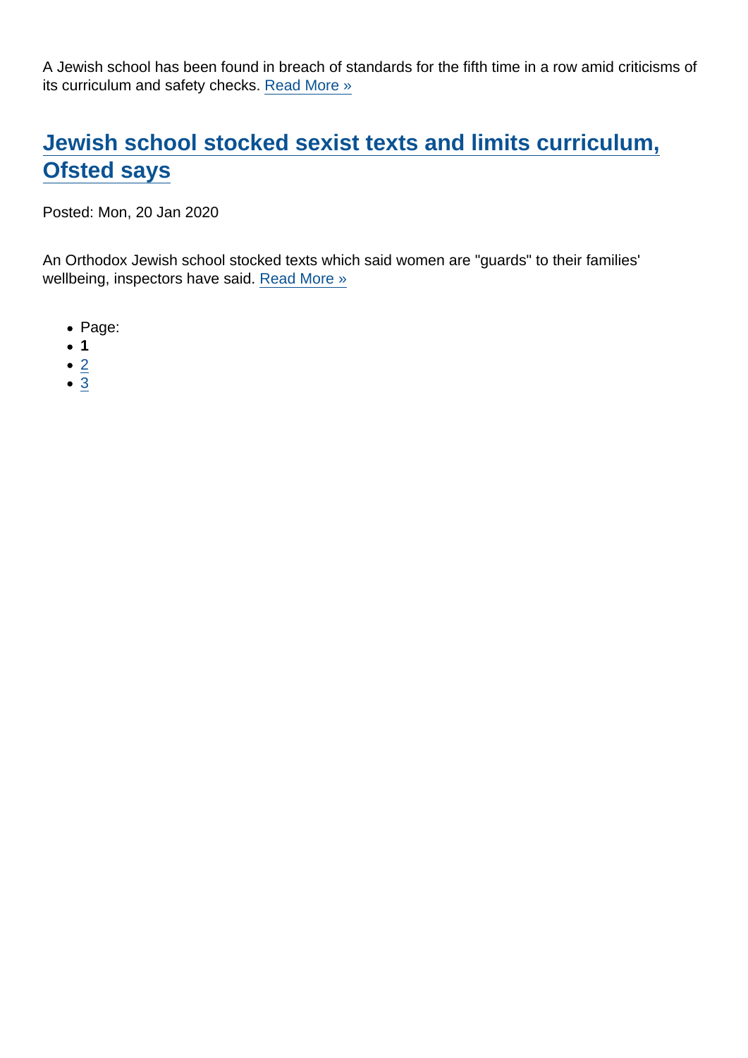A Jewish school has been found in breach of standards for the fifth time in a row amid criticisms of its curriculum and safety checks. Read More »

## Jewish school stocked sexist texts and limits curriculum, Ofsted says

Posted: Mon, 20 Jan 2020

An Orthodox Jewish school stocked texts which said women are "guards" to their families' wellbeing, inspectors have said. Read More »

- Page:
- **1**
- 2
- 3